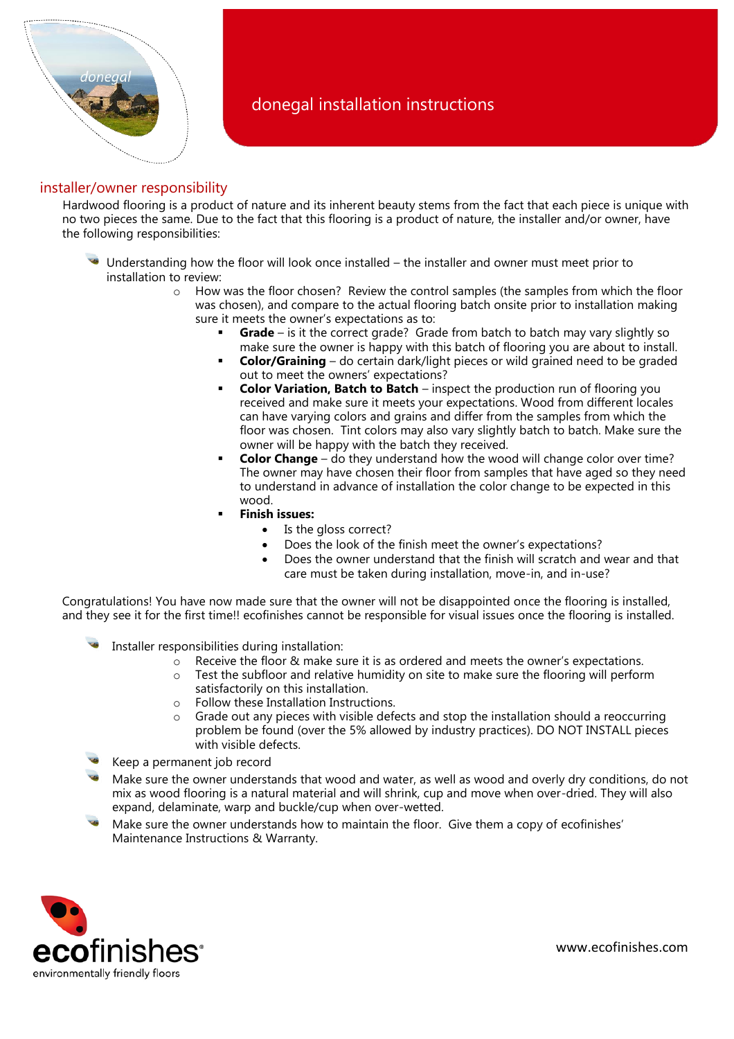# donegal installation instructions

## installer/owner responsibility

Hardwood flooring is a product of nature and its inherent beauty stems from the fact that each piece is unique with no two pieces the same. Due to the fact that this flooring is a product of nature, the installer and/or owner, have the following responsibilities:

- Understanding how the floor will look once installed – the installer and owner must meet prior to installation to review:
  - How was the floor chosen? Review the control samples (the samples from which the floor was chosen), and compare to the actual flooring batch onsite prior to installation making sure it meets the owner's expectations as to:
    - **Grade** – is it the correct grade? Grade from batch to batch may vary slightly so make sure the owner is happy with this batch of flooring you are about to install.
    - **Color/Graining** – do certain dark/light pieces or wild grained need to be graded out to meet the owners' expectations?
    - **Color Variation, Batch to Batch** – inspect the production run of flooring you received and make sure it meets your expectations. Wood from different locales can have varying colors and grains and differ from the samples from which the floor was chosen. Tint colors may also vary slightly batch to batch. Make sure the owner will be happy with the batch they received.
    - **Color Change** – do they understand how the wood will change color over time? The owner may have chosen their floor from samples that have aged so they need to understand in advance of installation the color change to be expected in this wood.
    - **Finish issues:**
      - Is the gloss correct?
      - Does the look of the finish meet the owner's expectations?
      - Does the owner understand that the finish will scratch and wear and that care must be taken during installation, move-in, and in-use?

Congratulations! You have now made sure that the owner will not be disappointed once the flooring is installed, and they see it for the first time!! ecofinishes cannot be responsible for visual issues once the flooring is installed.

- Installer responsibilities during installation:
  - Receive the floor & make sure it is as ordered and meets the owner's expectations.
  - Test the subfloor and relative humidity on site to make sure the flooring will perform satisfactorily on this installation.
  - Follow these Installation Instructions.
  - Grade out any pieces with visible defects and stop the installation should a reoccurring problem be found (over the 5% allowed by industry practices). DO NOT INSTALL pieces with visible defects.
- Keep a permanent job record
- Make sure the owner understands that wood and water, as well as wood and overly dry conditions, do not mix as wood flooring is a natural material and will shrink, cup and move when over-dried. They will also expand, delaminate, warp and buckle/cup when over-wetted.
- Make sure the owner understands how to maintain the floor. Give them a copy of ecofinishes' Maintenance Instructions & Warranty.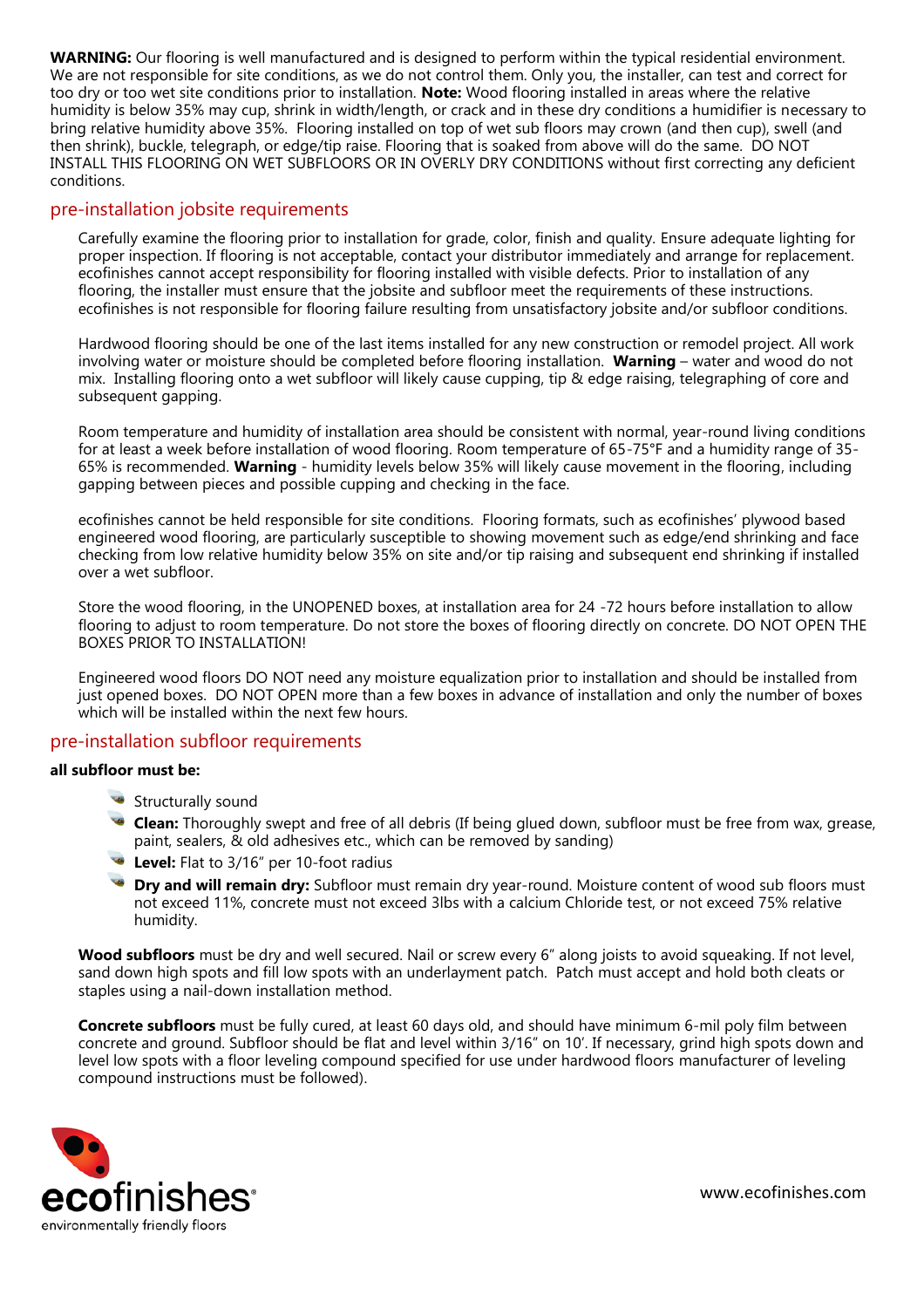**WARNING:** Our flooring is well manufactured and is designed to perform within the typical residential environment. We are not responsible for site conditions, as we do not control them. Only you, the installer, can test and correct for too dry or too wet site conditions prior to installation. **Note:** Wood flooring installed in areas where the relative humidity is below 35% may cup, shrink in width/length, or crack and in these dry conditions a humidifier is necessary to bring relative humidity above 35%. Flooring installed on top of wet sub floors may crown (and then cup), swell (and then shrink), buckle, telegraph, or edge/tip raise. Flooring that is soaked from above will do the same. DO NOT INSTALL THIS FLOORING ON WET SUBFLOORS OR IN OVERLY DRY CONDITIONS without first correcting any deficient conditions.

## pre-installation jobsite requirements

Carefully examine the flooring prior to installation for grade, color, finish and quality. Ensure adequate lighting for proper inspection. If flooring is not acceptable, contact your distributor immediately and arrange for replacement. ecofinishes cannot accept responsibility for flooring installed with visible defects. Prior to installation of any flooring, the installer must ensure that the jobsite and subfloor meet the requirements of these instructions. ecofinishes is not responsible for flooring failure resulting from unsatisfactory jobsite and/or subfloor conditions.

Hardwood flooring should be one of the last items installed for any new construction or remodel project. All work involving water or moisture should be completed before flooring installation. **Warning** – water and wood do not mix. Installing flooring onto a wet subfloor will likely cause cupping, tip & edge raising, telegraphing of core and subsequent gapping.

Room temperature and humidity of installation area should be consistent with normal, year-round living conditions for at least a week before installation of wood flooring. Room temperature of 65-75°F and a humidity range of 35-65% is recommended. **Warning** - humidity levels below 35% will likely cause movement in the flooring, including gapping between pieces and possible cupping and checking in the face.

ecofinishes cannot be held responsible for site conditions. Flooring formats, such as ecofinishes' plywood based engineered wood flooring, are particularly susceptible to showing movement such as edge/end shrinking and face checking from low relative humidity below 35% on site and/or tip raising and subsequent end shrinking if installed over a wet subfloor.

Store the wood flooring, in the UNOPENED boxes, at installation area for 24 -72 hours before installation to allow flooring to adjust to room temperature. Do not store the boxes of flooring directly on concrete. DO NOT OPEN THE BOXES PRIOR TO INSTALLATION!

Engineered wood floors DO NOT need any moisture equalization prior to installation and should be installed from just opened boxes. DO NOT OPEN more than a few boxes in advance of installation and only the number of boxes which will be installed within the next few hours.

## pre-installation subfloor requirements

**all subfloor must be:**

- Structurally sound
- **Clean:** Thoroughly swept and free of all debris (If being glued down, subfloor must be free from wax, grease, paint, sealers, & old adhesives etc., which can be removed by sanding)
- **Level:** Flat to 3/16" per 10-foot radius
- **Dry and will remain dry:** Subfloor must remain dry year-round. Moisture content of wood sub floors must not exceed 11%, concrete must not exceed 3lbs with a calcium Chloride test, or not exceed 75% relative humidity.

**Wood subfloors** must be dry and well secured. Nail or screw every 6" along joists to avoid squeaking. If not level, sand down high spots and fill low spots with an underlayment patch. Patch must accept and hold both cleats or staples using a nail-down installation method.

**Concrete subfloors** must be fully cured, at least 60 days old, and should have minimum 6-mil poly film between concrete and ground. Subfloor should be flat and level within 3/16" on 10'. If necessary, grind high spots down and level low spots with a floor leveling compound specified for use under hardwood floors manufacturer of leveling compound instructions must be followed).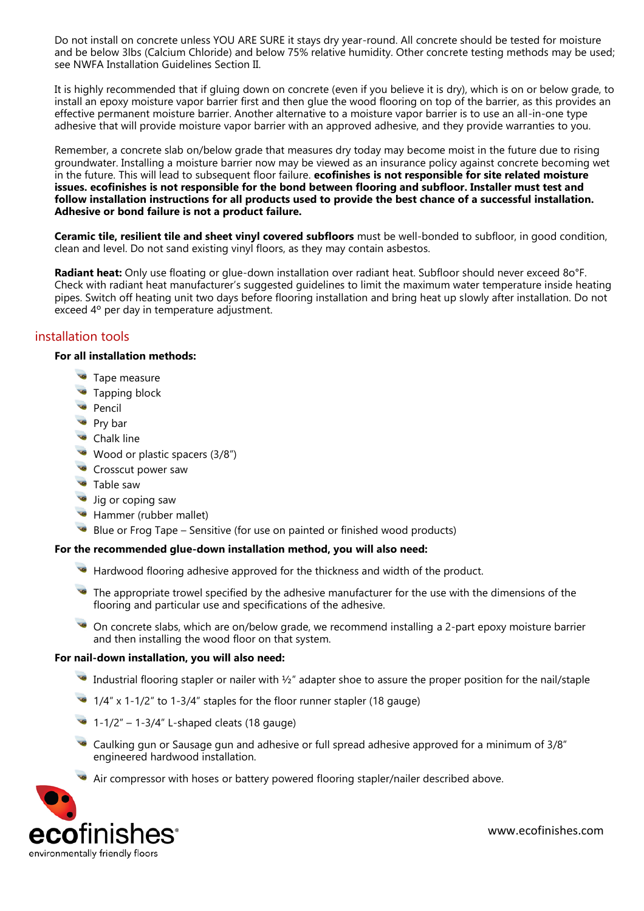Do not install on concrete unless YOU ARE SURE it stays dry year-round. All concrete should be tested for moisture and be below 3lbs (Calcium Chloride) and below 75% relative humidity. Other concrete testing methods may be used; see NWFA Installation Guidelines Section II.

It is highly recommended that if gluing down on concrete (even if you believe it is dry), which is on or below grade, to install an epoxy moisture vapor barrier first and then glue the wood flooring on top of the barrier, as this provides an effective permanent moisture barrier. Another alternative to a moisture vapor barrier is to use an all-in-one type adhesive that will provide moisture vapor barrier with an approved adhesive, and they provide warranties to you.

Remember, a concrete slab on/below grade that measures dry today may become moist in the future due to rising groundwater. Installing a moisture barrier now may be viewed as an insurance policy against concrete becoming wet in the future. This will lead to subsequent floor failure. **ecofinishes is not responsible for site related moisture issues. ecofinishes is not responsible for the bond between flooring and subfloor. Installer must test and follow installation instructions for all products used to provide the best chance of a successful installation. Adhesive or bond failure is not a product failure.**

**Ceramic tile, resilient tile and sheet vinyl covered subfloors** must be well-bonded to subfloor, in good condition, clean and level. Do not sand existing vinyl floors, as they may contain asbestos.

**Radiant heat:** Only use floating or glue-down installation over radiant heat. Subfloor should never exceed 8o°F. Check with radiant heat manufacturer's suggested guidelines to limit the maximum water temperature inside heating pipes. Switch off heating unit two days before flooring installation and bring heat up slowly after installation. Do not exceed 4° per day in temperature adjustment.

## installation tools

**For all installation methods:**

- Tape measure
- Tapping block
- Pencil
- Pry bar
- Chalk line
- Wood or plastic spacers (3/8")
- Crosscut power saw
- Table saw
- Jig or coping saw
- Hammer (rubber mallet)
- Blue or Frog Tape – Sensitive (for use on painted or finished wood products)

**For the recommended glue-down installation method, you will also need:**

- Hardwood flooring adhesive approved for the thickness and width of the product.
- The appropriate trowel specified by the adhesive manufacturer for the use with the dimensions of the flooring and particular use and specifications of the adhesive.
- On concrete slabs, which are on/below grade, we recommend installing a 2-part epoxy moisture barrier and then installing the wood floor on that system.

**For nail-down installation, you will also need:**

- Industrial flooring stapler or nailer with ½" adapter shoe to assure the proper position for the nail/staple
- 1/4" x 1-1/2" to 1-3/4" staples for the floor runner stapler (18 gauge)
- 1-1/2" – 1-3/4" L-shaped cleats (18 gauge)
- Caulking gun or Sausage gun and adhesive or full spread adhesive approved for a minimum of 3/8" engineered hardwood installation.
- Air compressor with hoses or battery powered flooring stapler/nailer described above.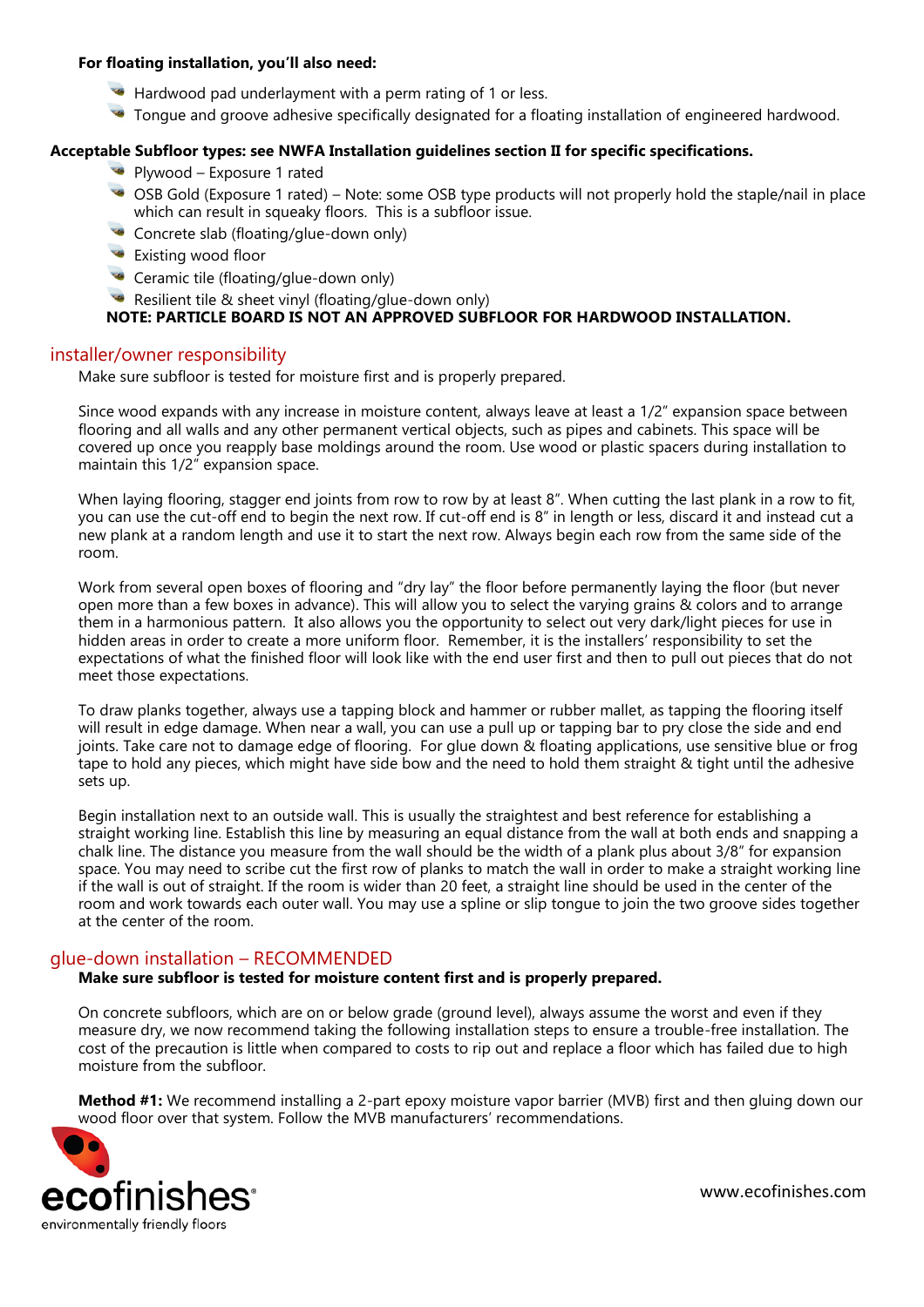**For floating installation, you'll also need:**

- Hardwood pad underlayment with a perm rating of 1 or less.
- Tongue and groove adhesive specifically designated for a floating installation of engineered hardwood.

**Acceptable Subfloor types: see NWFA Installation guidelines section II for specific specifications.**

- Plywood – Exposure 1 rated
- OSB Gold (Exposure 1 rated) – Note: some OSB type products will not properly hold the staple/nail in place which can result in squeaky floors. This is a subfloor issue.
- Concrete slab (floating/glue-down only)
- Existing wood floor
- Ceramic tile (floating/glue-down only)
- Resilient tile & sheet vinyl (floating/glue-down only)

**NOTE: PARTICLE BOARD IS NOT AN APPROVED SUBFLOOR FOR HARDWOOD INSTALLATION.**

## installer/owner responsibility

Make sure subfloor is tested for moisture first and is properly prepared.

Since wood expands with any increase in moisture content, always leave at least a 1/2" expansion space between flooring and all walls and any other permanent vertical objects, such as pipes and cabinets. This space will be covered up once you reapply base moldings around the room. Use wood or plastic spacers during installation to maintain this 1/2" expansion space.

When laying flooring, stagger end joints from row to row by at least 8". When cutting the last plank in a row to fit, you can use the cut-off end to begin the next row. If cut-off end is 8" in length or less, discard it and instead cut a new plank at a random length and use it to start the next row. Always begin each row from the same side of the room.

Work from several open boxes of flooring and "dry lay" the floor before permanently laying the floor (but never open more than a few boxes in advance). This will allow you to select the varying grains & colors and to arrange them in a harmonious pattern. It also allows you the opportunity to select out very dark/light pieces for use in hidden areas in order to create a more uniform floor. Remember, it is the installers' responsibility to set the expectations of what the finished floor will look like with the end user first and then to pull out pieces that do not meet those expectations.

To draw planks together, always use a tapping block and hammer or rubber mallet, as tapping the flooring itself will result in edge damage. When near a wall, you can use a pull up or tapping bar to pry close the side and end joints. Take care not to damage edge of flooring. For glue down & floating applications, use sensitive blue or frog tape to hold any pieces, which might have side bow and the need to hold them straight & tight until the adhesive sets up.

Begin installation next to an outside wall. This is usually the straightest and best reference for establishing a straight working line. Establish this line by measuring an equal distance from the wall at both ends and snapping a chalk line. The distance you measure from the wall should be the width of a plank plus about 3/8" for expansion space. You may need to scribe cut the first row of planks to match the wall in order to make a straight working line if the wall is out of straight. If the room is wider than 20 feet, a straight line should be used in the center of the room and work towards each outer wall. You may use a spline or slip tongue to join the two groove sides together at the center of the room.

## glue-down installation – RECOMMENDED

**Make sure subfloor is tested for moisture content first and is properly prepared.**

On concrete subfloors, which are on or below grade (ground level), always assume the worst and even if they measure dry, we now recommend taking the following installation steps to ensure a trouble-free installation. The cost of the precaution is little when compared to costs to rip out and replace a floor which has failed due to high moisture from the subfloor.

**Method #1:** We recommend installing a 2-part epoxy moisture vapor barrier (MVB) first and then gluing down our wood floor over that system. Follow the MVB manufacturers' recommendations.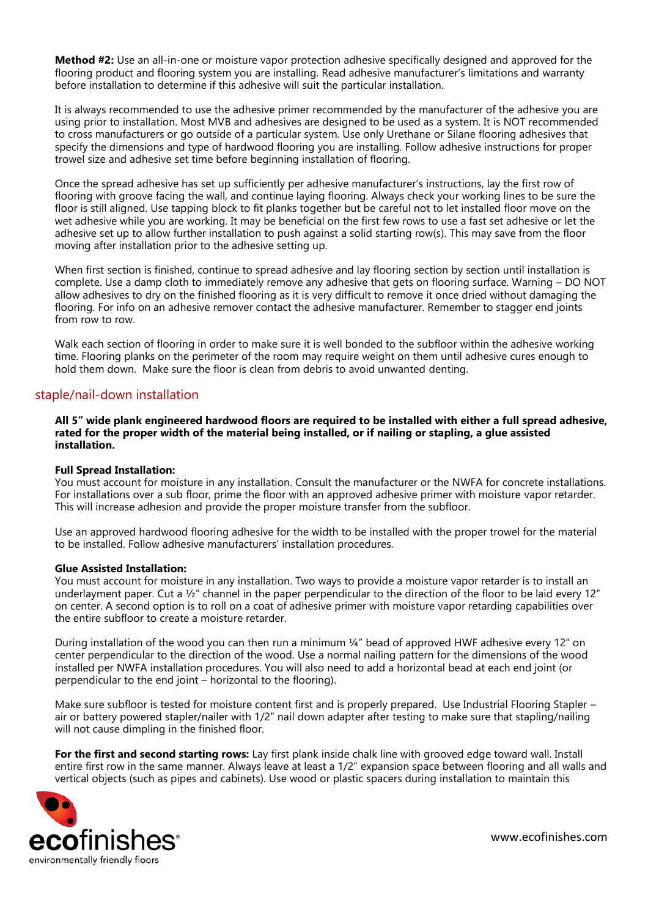**Method #2:** Use an all-in-one or moisture vapor protection adhesive specifically designed and approved for the flooring product and flooring system you are installing. Read adhesive manufacturer's limitations and warranty before installation to determine if this adhesive will suit the particular installation.

It is always recommended to use the adhesive primer recommended by the manufacturer of the adhesive you are using prior to installation. Most MVB and adhesives are designed to be used as a system. It is NOT recommended to cross manufacturers or go outside of a particular system. Use only Urethane or Silane flooring adhesives that specify the dimensions and type of hardwood flooring you are installing. Follow adhesive instructions for proper trowel size and adhesive set time before beginning installation of flooring.

Once the spread adhesive has set up sufficiently per adhesive manufacturer's instructions, lay the first row of flooring with groove facing the wall, and continue laying flooring. Always check your working lines to be sure the floor is still aligned. Use tapping block to fit planks together but be careful not to let installed floor move on the wet adhesive while you are working. It may be beneficial on the first few rows to use a fast set adhesive or let the adhesive set up to allow further installation to push against a solid starting row(s). This may save from the floor moving after installation prior to the adhesive setting up.

When first section is finished, continue to spread adhesive and lay flooring section by section until installation is complete. Use a damp cloth to immediately remove any adhesive that gets on flooring surface. Warning – DO NOT allow adhesives to dry on the finished flooring as it is very difficult to remove it once dried without damaging the flooring. For info on an adhesive remover contact the adhesive manufacturer. Remember to stagger end joints from row to row.

Walk each section of flooring in order to make sure it is well bonded to the subfloor within the adhesive working time. Flooring planks on the perimeter of the room may require weight on them until adhesive cures enough to hold them down. Make sure the floor is clean from debris to avoid unwanted denting.

## staple/nail-down installation

**All 5" wide plank engineered hardwood floors are required to be installed with either a full spread adhesive, rated for the proper width of the material being installed, or if nailing or stapling, a glue assisted installation.**

**Full Spread Installation:**
You must account for moisture in any installation. Consult the manufacturer or the NWFA for concrete installations. For installations over a sub floor, prime the floor with an approved adhesive primer with moisture vapor retarder. This will increase adhesion and provide the proper moisture transfer from the subfloor.

Use an approved hardwood flooring adhesive for the width to be installed with the proper trowel for the material to be installed. Follow adhesive manufacturers' installation procedures.

**Glue Assisted Installation:**
You must account for moisture in any installation. Two ways to provide a moisture vapor retarder is to install an underlayment paper. Cut a ½" channel in the paper perpendicular to the direction of the floor to be laid every 12" on center. A second option is to roll on a coat of adhesive primer with moisture vapor retarding capabilities over the entire subfloor to create a moisture retarder.

During installation of the wood you can then run a minimum ¼" bead of approved HWF adhesive every 12" on center perpendicular to the direction of the wood. Use a normal nailing pattern for the dimensions of the wood installed per NWFA installation procedures. You will also need to add a horizontal bead at each end joint (or perpendicular to the end joint – horizontal to the flooring).

Make sure subfloor is tested for moisture content first and is properly prepared. Use Industrial Flooring Stapler – air or battery powered stapler/nailer with 1/2" nail down adapter after testing to make sure that stapling/nailing will not cause dimpling in the finished floor.

**For the first and second starting rows:** Lay first plank inside chalk line with grooved edge toward wall. Install entire first row in the same manner. Always leave at least a 1/2" expansion space between flooring and all walls and vertical objects (such as pipes and cabinets). Use wood or plastic spacers during installation to maintain this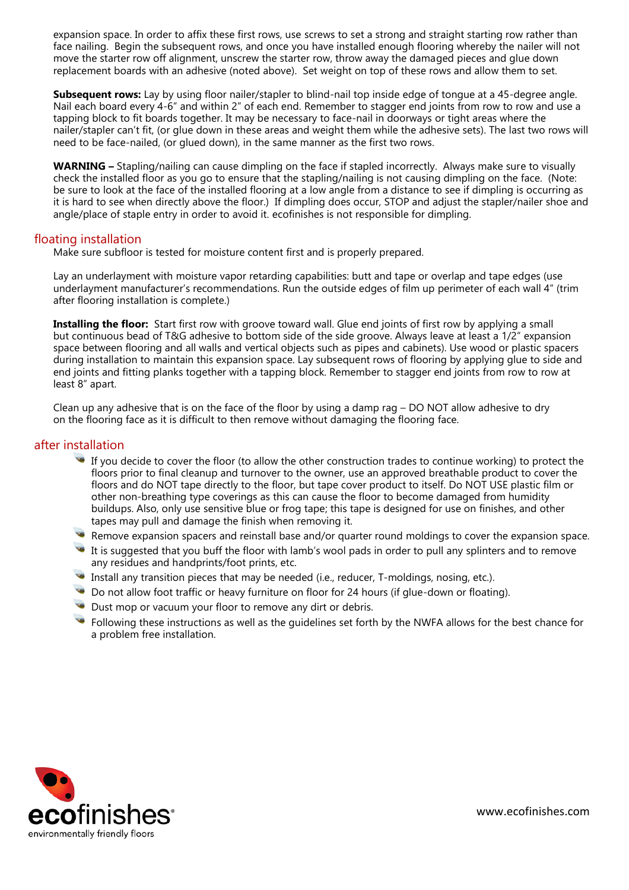expansion space. In order to affix these first rows, use screws to set a strong and straight starting row rather than face nailing. Begin the subsequent rows, and once you have installed enough flooring whereby the nailer will not move the starter row off alignment, unscrew the starter row, throw away the damaged pieces and glue down replacement boards with an adhesive (noted above). Set weight on top of these rows and allow them to set.

**Subsequent rows:** Lay by using floor nailer/stapler to blind-nail top inside edge of tongue at a 45-degree angle. Nail each board every 4-6" and within 2" of each end. Remember to stagger end joints from row to row and use a tapping block to fit boards together. It may be necessary to face-nail in doorways or tight areas where the nailer/stapler can't fit, (or glue down in these areas and weight them while the adhesive sets). The last two rows will need to be face-nailed, (or glued down), in the same manner as the first two rows.

**WARNING –** Stapling/nailing can cause dimpling on the face if stapled incorrectly. Always make sure to visually check the installed floor as you go to ensure that the stapling/nailing is not causing dimpling on the face. (Note: be sure to look at the face of the installed flooring at a low angle from a distance to see if dimpling is occurring as it is hard to see when directly above the floor.) If dimpling does occur, STOP and adjust the stapler/nailer shoe and angle/place of staple entry in order to avoid it. ecofinishes is not responsible for dimpling.

## floating installation

Make sure subfloor is tested for moisture content first and is properly prepared.

Lay an underlayment with moisture vapor retarding capabilities: butt and tape or overlap and tape edges (use underlayment manufacturer's recommendations. Run the outside edges of film up perimeter of each wall 4" (trim after flooring installation is complete.)

**Installing the floor:** Start first row with groove toward wall. Glue end joints of first row by applying a small but continuous bead of T&G adhesive to bottom side of the side groove. Always leave at least a 1/2" expansion space between flooring and all walls and vertical objects such as pipes and cabinets). Use wood or plastic spacers during installation to maintain this expansion space. Lay subsequent rows of flooring by applying glue to side and end joints and fitting planks together with a tapping block. Remember to stagger end joints from row to row at least 8" apart.

Clean up any adhesive that is on the face of the floor by using a damp rag – DO NOT allow adhesive to dry on the flooring face as it is difficult to then remove without damaging the flooring face.

## after installation

- If you decide to cover the floor (to allow the other construction trades to continue working) to protect the floors prior to final cleanup and turnover to the owner, use an approved breathable product to cover the floors and do NOT tape directly to the floor, but tape cover product to itself. Do NOT USE plastic film or other non-breathing type coverings as this can cause the floor to become damaged from humidity buildups. Also, only use sensitive blue or frog tape; this tape is designed for use on finishes, and other tapes may pull and damage the finish when removing it.
- Remove expansion spacers and reinstall base and/or quarter round moldings to cover the expansion space.
- It is suggested that you buff the floor with lamb's wool pads in order to pull any splinters and to remove any residues and handprints/foot prints, etc.
- Install any transition pieces that may be needed (i.e., reducer, T-moldings, nosing, etc.).
- Do not allow foot traffic or heavy furniture on floor for 24 hours (if glue-down or floating).
- Dust mop or vacuum your floor to remove any dirt or debris.
- Following these instructions as well as the guidelines set forth by the NWFA allows for the best chance for a problem free installation.

ecofinishes®
environmentally friendly floors

www.ecofinishes.com